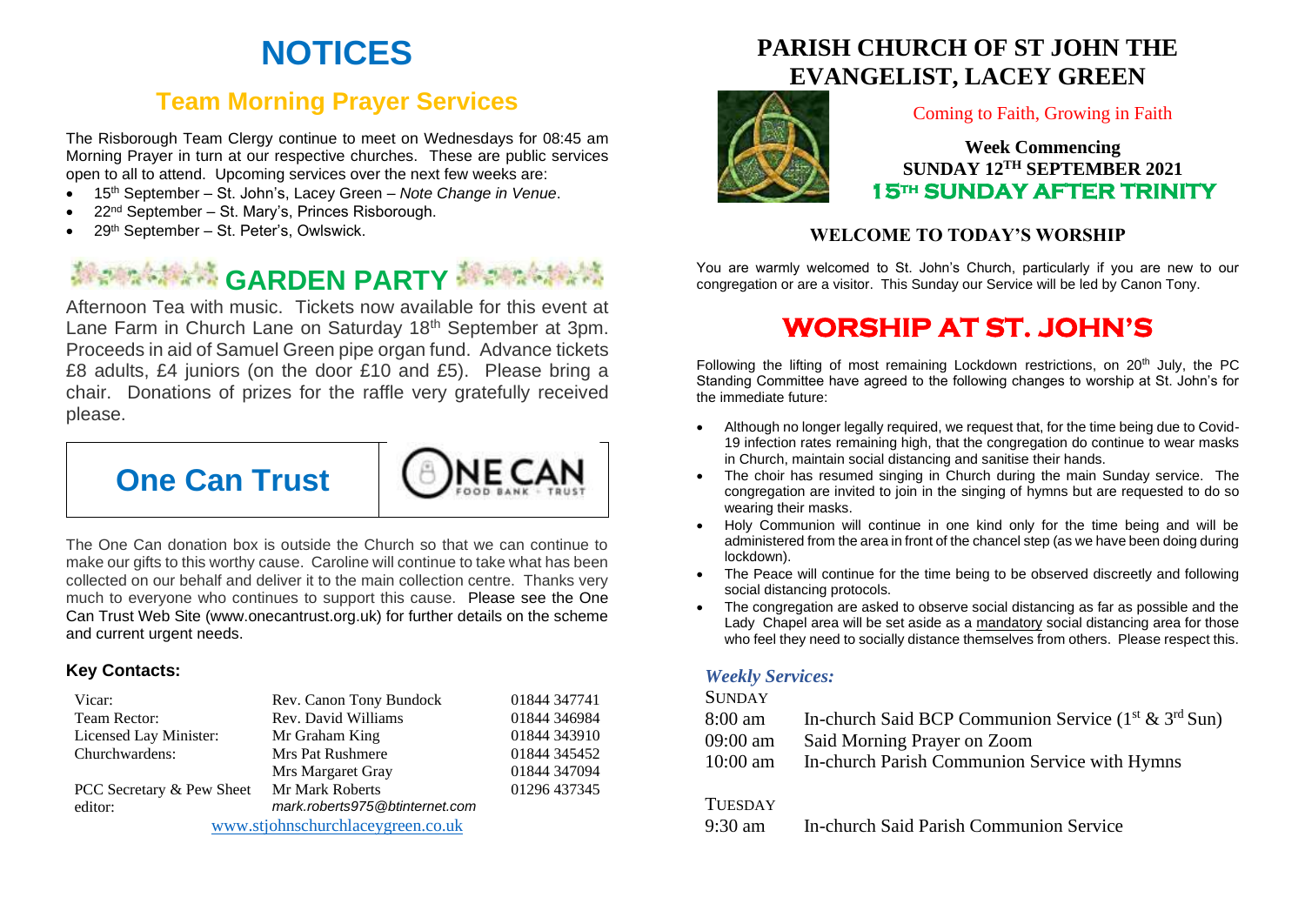# NOTICES

## Team Morning Prayer Services

The Risborough Team Clergy continue to meet on Wednesdays for 08:45 am Morning Prayer in turn at our respective churches. These are public services open to all to attend. Upcoming services over the next few weeks are:

- 15th September – St. John's, Lacey Green – *Note Change in Venue*.
- 22nd September – St. Mary's, Princes Risborough.
- 29th September – St. Peter's, Owlswick.

## GARDEN PARTY

Afternoon Tea with music. Tickets now available for this event at Lane Farm in Church Lane on Saturday 18th September at 3pm. Proceeds in aid of Samuel Green pipe organ fund. Advance tickets £8 adults, £4 juniors (on the door £10 and £5). Please bring a chair. Donations of prizes for the raffle very gratefully received please.

## One Can Trust

ONE CAN FOOD BANK · TRUST

The One Can donation box is outside the Church so that we can continue to make our gifts to this worthy cause. Caroline will continue to take what has been collected on our behalf and deliver it to the main collection centre. Thanks very much to everyone who continues to support this cause. Please see the One Can Trust Web Site (www.onecantrust.org.uk) for further details on the scheme and current urgent needs.

### Key Contacts:

| | | |
|---|---|---|
| Vicar: | Rev. Canon Tony Bundock | 01844 347741 |
| Team Rector: | Rev. David Williams | 01844 346984 |
| Licensed Lay Minister: | Mr Graham King | 01844 343910 |
| Churchwardens: | Mrs Pat Rushmere | 01844 345452 |
| | Mrs Margaret Gray | 01844 347094 |
| PCC Secretary & Pew Sheet editor: | Mr Mark Roberts *mark.roberts975@btinternet.com* | 01296 437345 |

www.stjohnschurchlaceygreen.co.uk

# PARISH CHURCH OF ST JOHN THE EVANGELIST, LACEY GREEN

Coming to Faith, Growing in Faith

**Week Commencing**
**SUNDAY 12TH SEPTEMBER 2021**
**15TH SUNDAY AFTER TRINITY**

### WELCOME TO TODAY'S WORSHIP

You are warmly welcomed to St. John's Church, particularly if you are new to our congregation or are a visitor. This Sunday our Service will be led by Canon Tony.

## WORSHIP AT ST. JOHN'S

Following the lifting of most remaining Lockdown restrictions, on 20th July, the PC Standing Committee have agreed to the following changes to worship at St. John's for the immediate future:

- Although no longer legally required, we request that, for the time being due to Covid-19 infection rates remaining high, that the congregation do continue to wear masks in Church, maintain social distancing and sanitise their hands.
- The choir has resumed singing in Church during the main Sunday service. The congregation are invited to join in the singing of hymns but are requested to do so wearing their masks.
- Holy Communion will continue in one kind only for the time being and will be administered from the area in front of the chancel step (as we have been doing during lockdown).
- The Peace will continue for the time being to be observed discreetly and following social distancing protocols.
- The congregation are asked to observe social distancing as far as possible and the Lady Chapel area will be set aside as a mandatory social distancing area for those who feel they need to socially distance themselves from others. Please respect this.

### *Weekly Services:*

SUNDAY

| | |
|---|---|
| 8:00 am | In-church Said BCP Communion Service (1st & 3rd Sun) |
| 09:00 am | Said Morning Prayer on Zoom |
| 10:00 am | In-church Parish Communion Service with Hymns |

TUESDAY

| | |
|---|---|
| 9:30 am | In-church Said Parish Communion Service |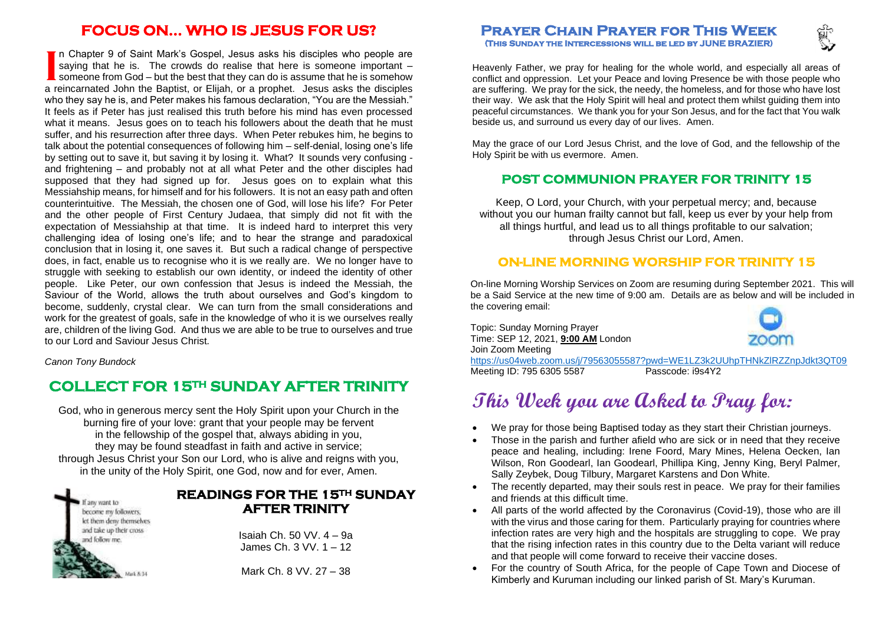## FOCUS ON… WHO IS JESUS FOR US?

In Chapter 9 of Saint Mark's Gospel, Jesus asks his disciples who people are saying that he is. The crowds do realise that here is someone important – someone from God – but the best that they can do is assume that he is somehow a reincarnated John the Baptist, or Elijah, or a prophet. Jesus asks the disciples who they say he is, and Peter makes his famous declaration, "You are the Messiah." It feels as if Peter has just realised this truth before his mind has even processed what it means. Jesus goes on to teach his followers about the death that he must suffer, and his resurrection after three days. When Peter rebukes him, he begins to talk about the potential consequences of following him – self-denial, losing one's life by setting out to save it, but saving it by losing it. What? It sounds very confusing - and frightening – and probably not at all what Peter and the other disciples had supposed that they had signed up for. Jesus goes on to explain what this Messiahship means, for himself and for his followers. It is not an easy path and often counterintuitive. The Messiah, the chosen one of God, will lose his life? For Peter and the other people of First Century Judaea, that simply did not fit with the expectation of Messiahship at that time. It is indeed hard to interpret this very challenging idea of losing one's life; and to hear the strange and paradoxical conclusion that in losing it, one saves it. But such a radical change of perspective does, in fact, enable us to recognise who it is we really are. We no longer have to struggle with seeking to establish our own identity, or indeed the identity of other people. Like Peter, our own confession that Jesus is indeed the Messiah, the Saviour of the World, allows the truth about ourselves and God's kingdom to become, suddenly, crystal clear. We can turn from the small considerations and work for the greatest of goals, safe in the knowledge of who it is we ourselves really are, children of the living God. And thus we are able to be true to ourselves and true to our Lord and Saviour Jesus Christ.

*Canon Tony Bundock*

## COLLECT FOR 15TH SUNDAY AFTER TRINITY

God, who in generous mercy sent the Holy Spirit upon your Church in the burning fire of your love: grant that your people may be fervent in the fellowship of the gospel that, always abiding in you, they may be found steadfast in faith and active in service; through Jesus Christ your Son our Lord, who is alive and reigns with you, in the unity of the Holy Spirit, one God, now and for ever, Amen.

If any want to become my followers, let them deny themselves and take up their cross and follow me.
Mark 8:34

## READINGS FOR THE 15TH SUNDAY AFTER TRINITY

Isaiah Ch. 50 VV. 4 – 9a
James Ch. 3 VV. 1 – 12

Mark Ch. 8 VV. 27 – 38

## PRAYER CHAIN PRAYER FOR THIS WEEK

**(THIS SUNDAY THE INTERCESSIONS WILL BE LED BY JUNE BRAZIER)**

Heavenly Father, we pray for healing for the whole world, and especially all areas of conflict and oppression. Let your Peace and loving Presence be with those people who are suffering. We pray for the sick, the needy, the homeless, and for those who have lost their way. We ask that the Holy Spirit will heal and protect them whilst guiding them into peaceful circumstances. We thank you for your Son Jesus, and for the fact that You walk beside us, and surround us every day of our lives. Amen.

May the grace of our Lord Jesus Christ, and the love of God, and the fellowship of the Holy Spirit be with us evermore. Amen.

## POST COMMUNION PRAYER FOR TRINITY 15

Keep, O Lord, your Church, with your perpetual mercy; and, because without you our human frailty cannot but fall, keep us ever by your help from all things hurtful, and lead us to all things profitable to our salvation; through Jesus Christ our Lord, Amen.

## ON-LINE MORNING WORSHIP FOR TRINITY 15

On-line Morning Worship Services on Zoom are resuming during September 2021. This will be a Said Service at the new time of 9:00 am. Details are as below and will be included in the covering email:

Topic: Sunday Morning Prayer
Time: SEP 12, 2021, **9:00 AM** London
Join Zoom Meeting
https://us04web.zoom.us/j/79563055587?pwd=WE1LZ3k2UUhpTHNkZlRZZnpJdkt3QT09
Meeting ID: 795 6305 5587 Passcode: i9s4Y2

## This Week you are Asked to Pray for:

- We pray for those being Baptised today as they start their Christian journeys.
- Those in the parish and further afield who are sick or in need that they receive peace and healing, including: Irene Foord, Mary Mines, Helena Oecken, Ian Wilson, Ron Goodearl, Ian Goodearl, Phillipa King, Jenny King, Beryl Palmer, Sally Zeybek, Doug Tilbury, Margaret Karstens and Don White.
- The recently departed, may their souls rest in peace. We pray for their families and friends at this difficult time.
- All parts of the world affected by the Coronavirus (Covid-19), those who are ill with the virus and those caring for them. Particularly praying for countries where infection rates are very high and the hospitals are struggling to cope. We pray that the rising infection rates in this country due to the Delta variant will reduce and that people will come forward to receive their vaccine doses.
- For the country of South Africa, for the people of Cape Town and Diocese of Kimberly and Kuruman including our linked parish of St. Mary's Kuruman.